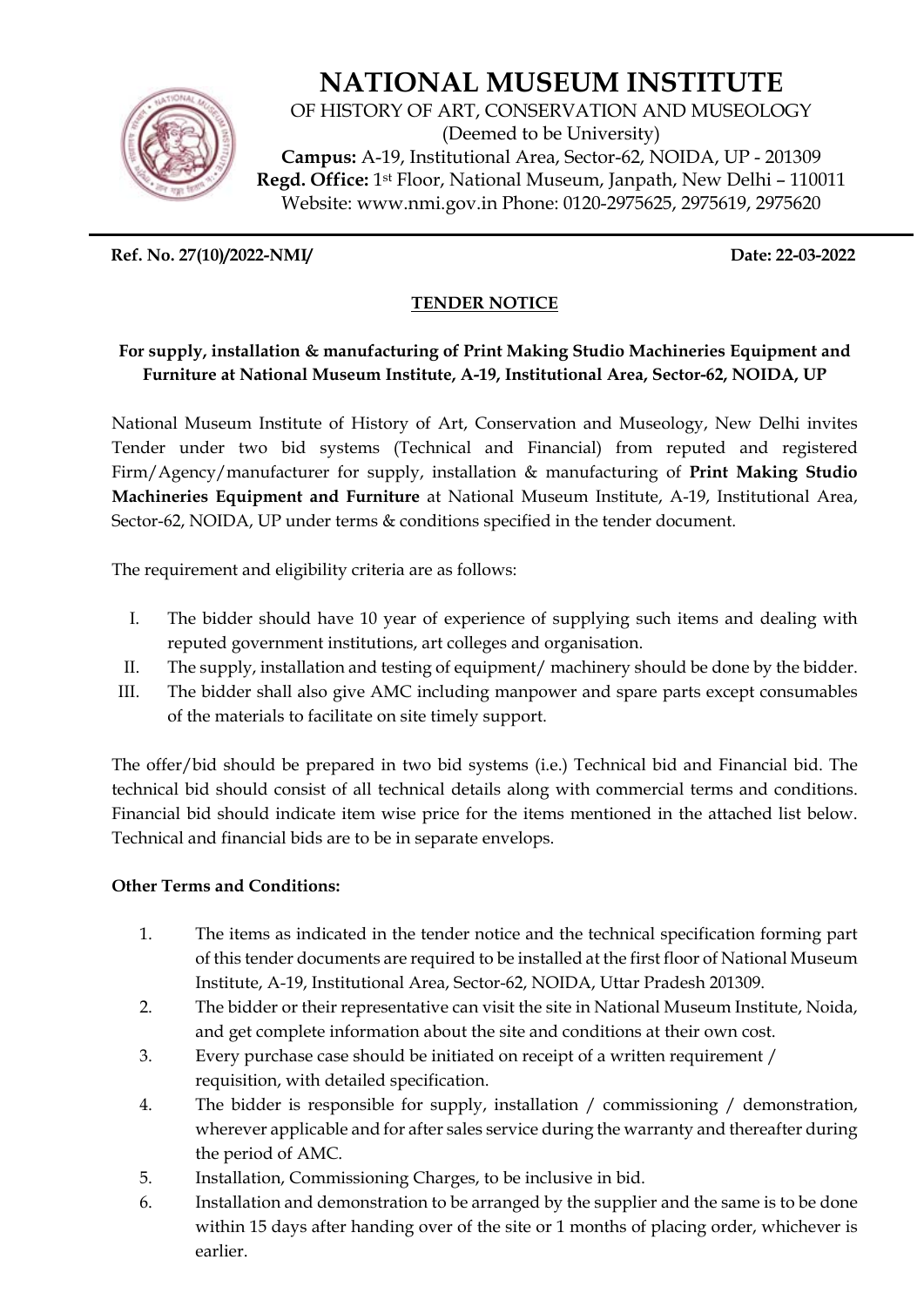# NATIONAL MUSEUM INSTITUTE

OF HISTORY OF ART, CONSERVATION AND MUSEOLOGY
(Deemed to be University)
**Campus:** A-19, Institutional Area, Sector-62, NOIDA, UP - 201309
**Regd. Office:** 1st Floor, National Museum, Janpath, New Delhi – 110011
Website: www.nmi.gov.in Phone: 0120-2975625, 2975619, 2975620

**Ref. No. 27(10)/2022-NMI/** **Date: 22-03-2022**

## TENDER NOTICE

**For supply, installation & manufacturing of Print Making Studio Machineries Equipment and Furniture at National Museum Institute, A-19, Institutional Area, Sector-62, NOIDA, UP**

National Museum Institute of History of Art, Conservation and Museology, New Delhi invites Tender under two bid systems (Technical and Financial) from reputed and registered Firm/Agency/manufacturer for supply, installation & manufacturing of **Print Making Studio Machineries Equipment and Furniture** at National Museum Institute, A-19, Institutional Area, Sector-62, NOIDA, UP under terms & conditions specified in the tender document.

The requirement and eligibility criteria are as follows:

I. The bidder should have 10 year of experience of supplying such items and dealing with reputed government institutions, art colleges and organisation.
II. The supply, installation and testing of equipment/ machinery should be done by the bidder.
III. The bidder shall also give AMC including manpower and spare parts except consumables of the materials to facilitate on site timely support.

The offer/bid should be prepared in two bid systems (i.e.) Technical bid and Financial bid. The technical bid should consist of all technical details along with commercial terms and conditions. Financial bid should indicate item wise price for the items mentioned in the attached list below. Technical and financial bids are to be in separate envelops.

**Other Terms and Conditions:**

1. The items as indicated in the tender notice and the technical specification forming part of this tender documents are required to be installed at the first floor of National Museum Institute, A-19, Institutional Area, Sector-62, NOIDA, Uttar Pradesh 201309.
2. The bidder or their representative can visit the site in National Museum Institute, Noida, and get complete information about the site and conditions at their own cost.
3. Every purchase case should be initiated on receipt of a written requirement / requisition, with detailed specification.
4. The bidder is responsible for supply, installation / commissioning / demonstration, wherever applicable and for after sales service during the warranty and thereafter during the period of AMC.
5. Installation, Commissioning Charges, to be inclusive in bid.
6. Installation and demonstration to be arranged by the supplier and the same is to be done within 15 days after handing over of the site or 1 months of placing order, whichever is earlier.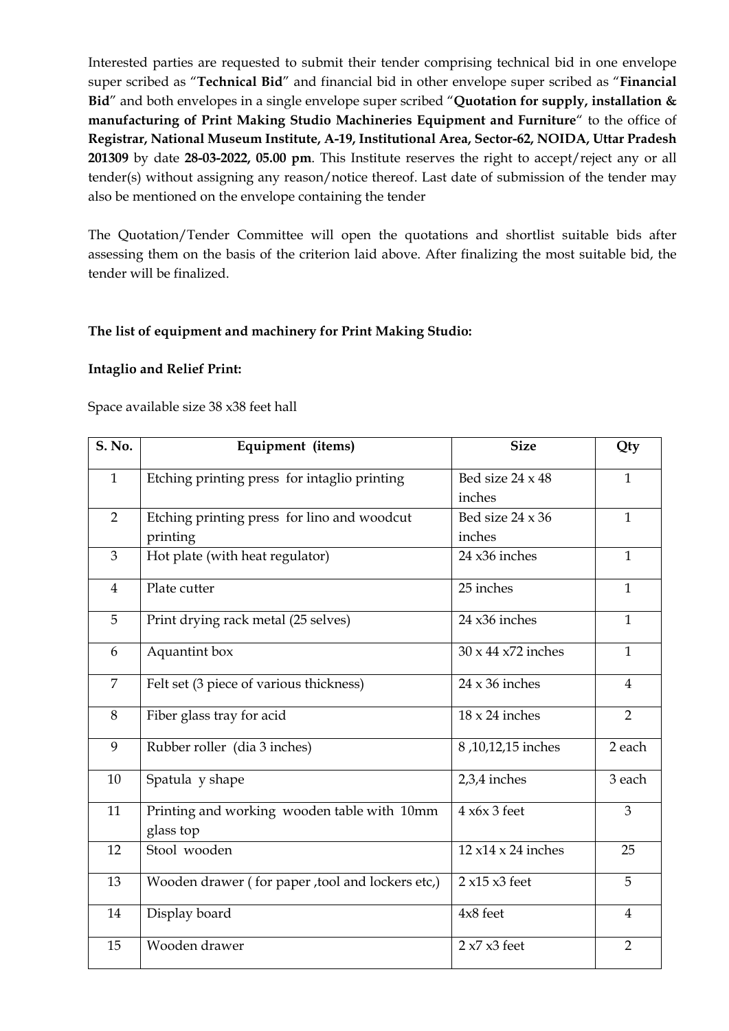Interested parties are requested to submit their tender comprising technical bid in one envelope super scribed as "**Technical Bid**" and financial bid in other envelope super scribed as "**Financial Bid**" and both envelopes in a single envelope super scribed "**Quotation for supply, installation & manufacturing of Print Making Studio Machineries Equipment and Furniture**" to the office of **Registrar, National Museum Institute, A-19, Institutional Area, Sector-62, NOIDA, Uttar Pradesh 201309** by date **28-03-2022, 05.00 pm**. This Institute reserves the right to accept/reject any or all tender(s) without assigning any reason/notice thereof. Last date of submission of the tender may also be mentioned on the envelope containing the tender

The Quotation/Tender Committee will open the quotations and shortlist suitable bids after assessing them on the basis of the criterion laid above. After finalizing the most suitable bid, the tender will be finalized.

**The list of equipment and machinery for Print Making Studio:**

**Intaglio and Relief Print:**

Space available size 38 x38 feet hall

| S. No. | Equipment (items) | Size | Qty |
|---|---|---|---|
| 1 | Etching printing press for intaglio printing | Bed size 24 x 48 inches | 1 |
| 2 | Etching printing press for lino and woodcut printing | Bed size 24 x 36 inches | 1 |
| 3 | Hot plate (with heat regulator) | 24 x36 inches | 1 |
| 4 | Plate cutter | 25 inches | 1 |
| 5 | Print drying rack metal (25 selves) | 24 x36 inches | 1 |
| 6 | Aquantint box | 30 x 44 x72 inches | 1 |
| 7 | Felt set (3 piece of various thickness) | 24 x 36 inches | 4 |
| 8 | Fiber glass tray for acid | 18 x 24 inches | 2 |
| 9 | Rubber roller (dia 3 inches) | 8 ,10,12,15 inches | 2 each |
| 10 | Spatula y shape | 2,3,4 inches | 3 each |
| 11 | Printing and working wooden table with 10mm glass top | 4 x6x 3 feet | 3 |
| 12 | Stool wooden | 12 x14 x 24 inches | 25 |
| 13 | Wooden drawer ( for paper ,tool and lockers etc,) | 2 x15 x3 feet | 5 |
| 14 | Display board | 4x8 feet | 4 |
| 15 | Wooden drawer | 2 x7 x3 feet | 2 |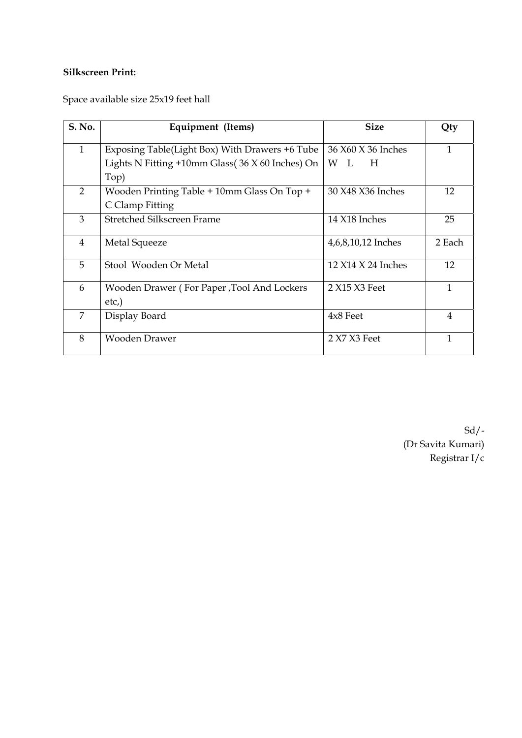**Silkscreen Print:**

Space available size 25x19 feet hall

| S. No. | Equipment (Items) | Size | Qty |
|---|---|---|---|
| 1 | Exposing Table(Light Box) With Drawers +6 Tube Lights N Fitting +10mm Glass( 36 X 60 Inches) On Top) | 36 X60 X 36 Inches W L H | 1 |
| 2 | Wooden Printing Table + 10mm Glass On Top + C Clamp Fitting | 30 X48 X36 Inches | 12 |
| 3 | Stretched Silkscreen Frame | 14 X18 Inches | 25 |
| 4 | Metal Squeeze | 4,6,8,10,12 Inches | 2 Each |
| 5 | Stool Wooden Or Metal | 12 X14 X 24 Inches | 12 |
| 6 | Wooden Drawer ( For Paper ,Tool And Lockers etc,) | 2 X15 X3 Feet | 1 |
| 7 | Display Board | 4x8 Feet | 4 |
| 8 | Wooden Drawer | 2 X7 X3 Feet | 1 |

Sd/-
(Dr Savita Kumari)
Registrar I/c